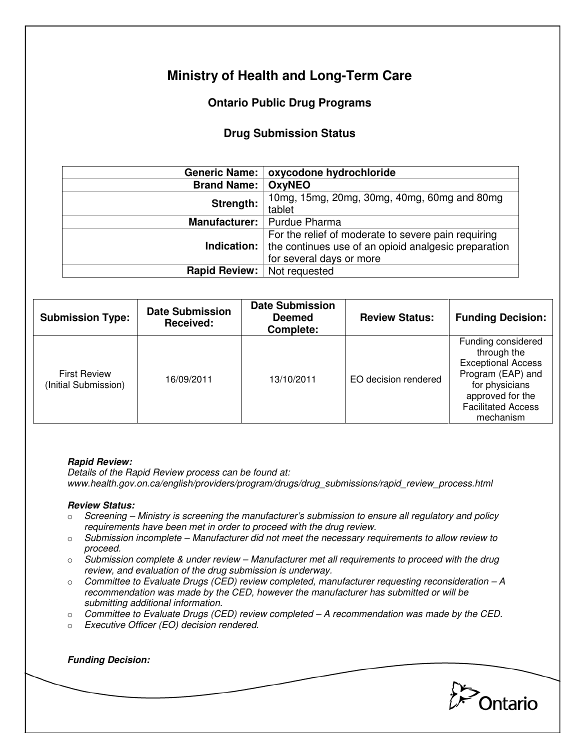# Ministry of Health and Long-Term Care

## Ontario Public Drug Programs

### Drug Submission Status

| | |
|---|---|
| **Generic Name:** | **oxycodone hydrochloride** |
| **Brand Name:** | **OxyNEO** |
| **Strength:** | 10mg, 15mg, 20mg, 30mg, 40mg, 60mg and 80mg tablet |
| **Manufacturer:** | Purdue Pharma |
| **Indication:** | For the relief of moderate to severe pain requiring the continues use of an opioid analgesic preparation for several days or more |
| **Rapid Review:** | Not requested |

| Submission Type: | Date Submission Received: | Date Submission Deemed Complete: | Review Status: | Funding Decision: |
|---|---|---|---|---|
| First Review (Initial Submission) | 16/09/2011 | 13/10/2011 | EO decision rendered | Funding considered through the Exceptional Access Program (EAP) and for physicians approved for the Facilitated Access mechanism |

***Rapid Review:***
*Details of the Rapid Review process can be found at:*
*www.health.gov.on.ca/english/providers/program/drugs/drug_submissions/rapid_review_process.html*

***Review Status:***

- *Screening – Ministry is screening the manufacturer's submission to ensure all regulatory and policy requirements have been met in order to proceed with the drug review.*
- *Submission incomplete – Manufacturer did not meet the necessary requirements to allow review to proceed.*
- *Submission complete & under review – Manufacturer met all requirements to proceed with the drug review, and evaluation of the drug submission is underway.*
- *Committee to Evaluate Drugs (CED) review completed, manufacturer requesting reconsideration – A recommendation was made by the CED, however the manufacturer has submitted or will be submitting additional information.*
- *Committee to Evaluate Drugs (CED) review completed – A recommendation was made by the CED.*
- *Executive Officer (EO) decision rendered.*

***Funding Decision:***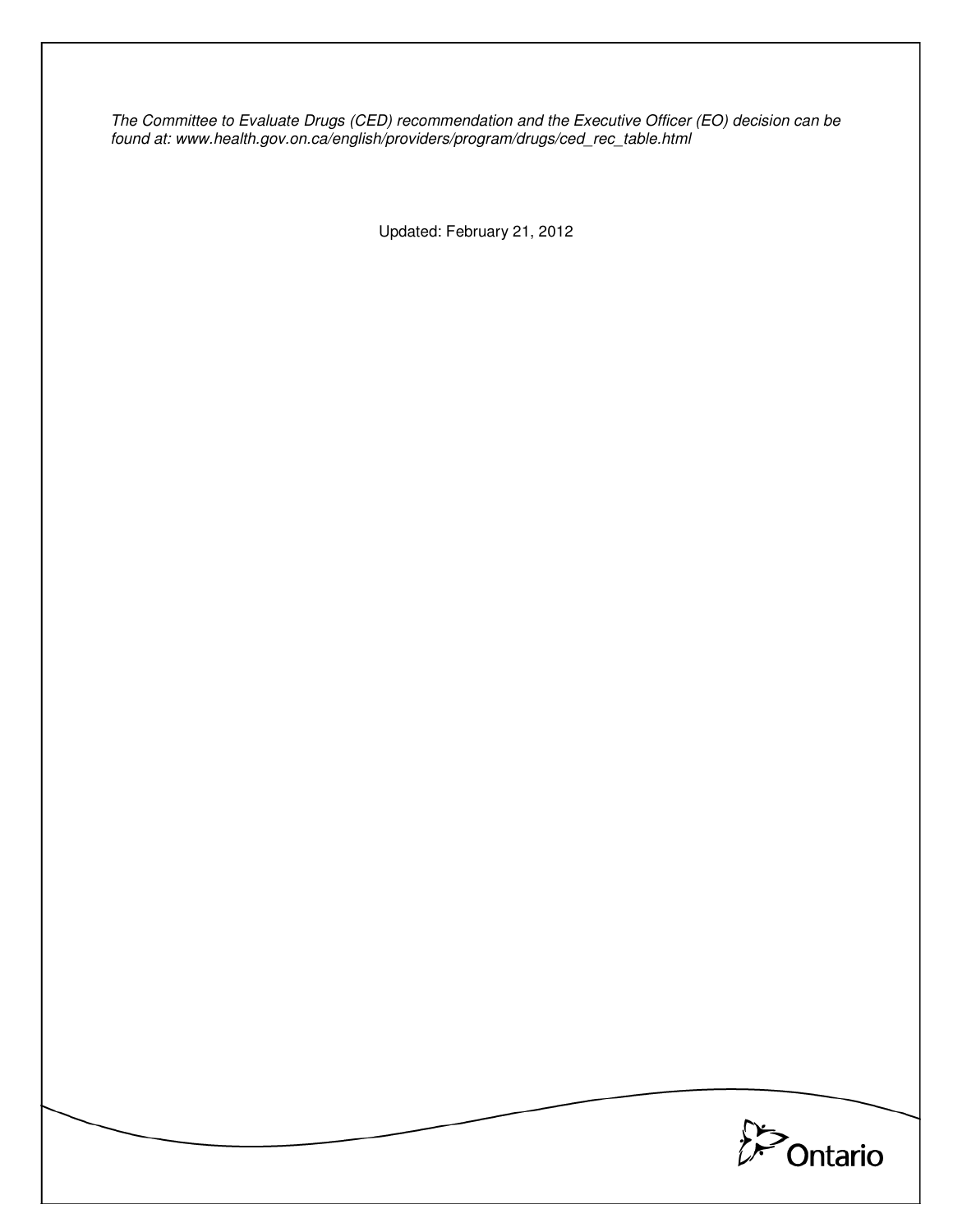*The Committee to Evaluate Drugs (CED) recommendation and the Executive Officer (EO) decision can be found at: www.health.gov.on.ca/english/providers/program/drugs/ced_rec_table.html*

Updated: February 21, 2012